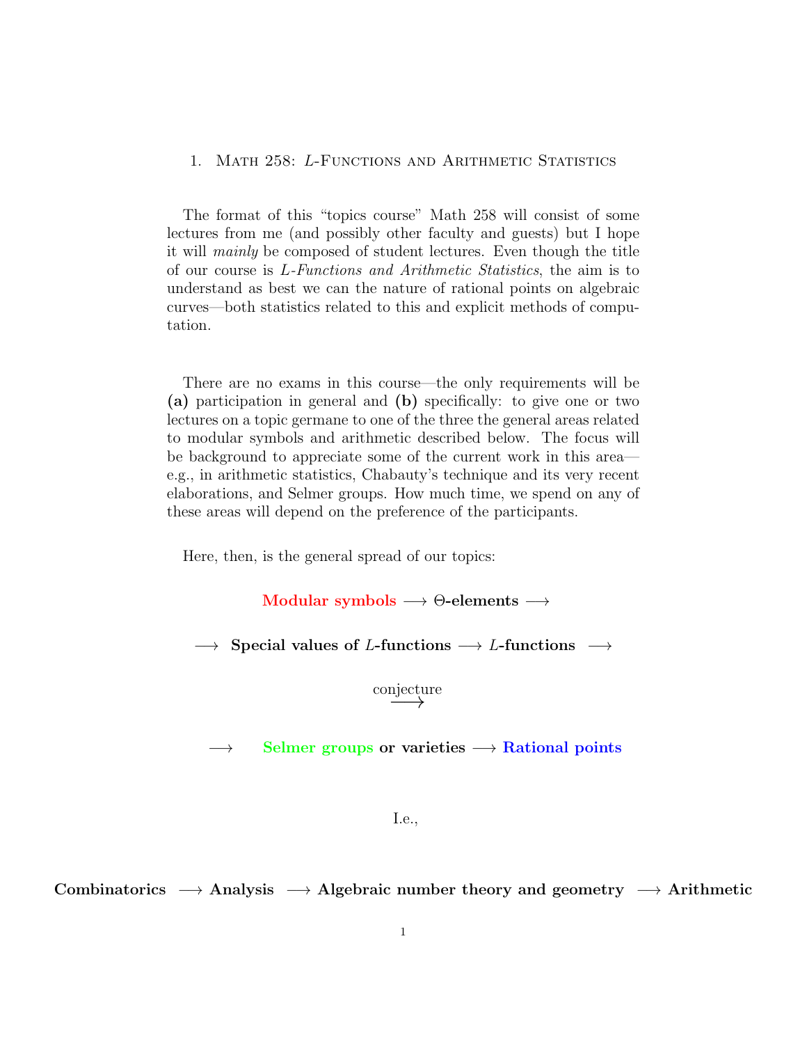# 1. Math 258: $L$-Functions and Arithmetic Statistics

The format of this "topics course" Math 258 will consist of some lectures from me (and possibly other faculty and guests) but I hope it will *mainly* be composed of student lectures. Even though the title of our course is *L-Functions and Arithmetic Statistics*, the aim is to understand as best we can the nature of rational points on algebraic curves—both statistics related to this and explicit methods of computation.

There are no exams in this course—the only requirements will be **(a)** participation in general and **(b)** specifically: to give one or two lectures on a topic germane to one of the three the general areas related to modular symbols and arithmetic described below. The focus will be background to appreciate some of the current work in this area—e.g., in arithmetic statistics, Chabauty's technique and its very recent elaborations, and Selmer groups. How much time, we spend on any of these areas will depend on the preference of the participants.

Here, then, is the general spread of our topics:

**Modular symbols** $\longrightarrow$ **$\Theta$-elements** $\longrightarrow$

$\longrightarrow$ **Special values of $L$-functions** $\longrightarrow$ **$L$-functions** $\longrightarrow$

$$\xrightarrow{\text{conjecture}}$$

$\longrightarrow$ **Selmer groups or varieties** $\longrightarrow$ **Rational points**

I.e.,

**Combinatorics** $\longrightarrow$ **Analysis** $\longrightarrow$ **Algebraic number theory and geometry** $\longrightarrow$ **Arithmetic**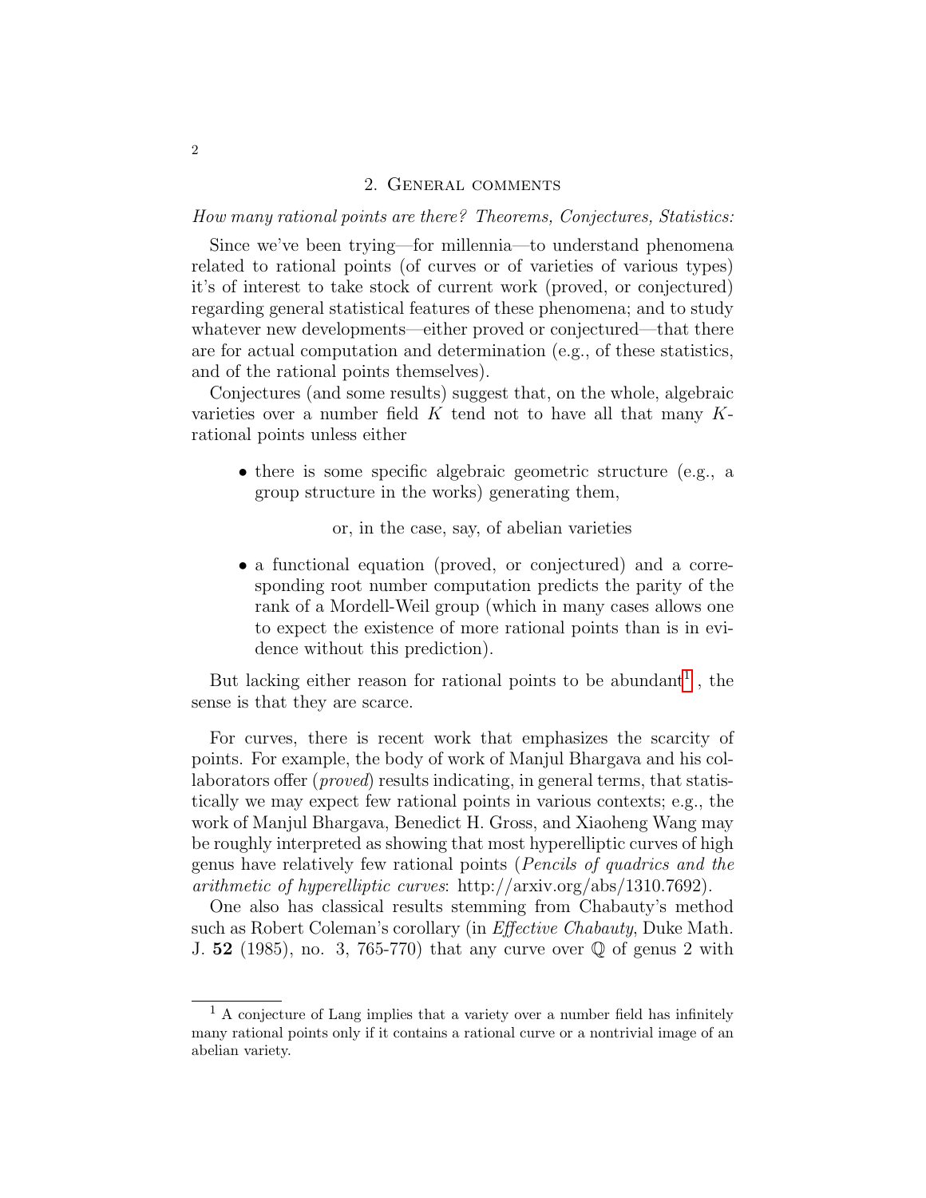## 2. General comments

*How many rational points are there? Theorems, Conjectures, Statistics:*

Since we've been trying—for millennia—to understand phenomena related to rational points (of curves or of varieties of various types) it's of interest to take stock of current work (proved, or conjectured) regarding general statistical features of these phenomena; and to study whatever new developments—either proved or conjectured—that there are for actual computation and determination (e.g., of these statistics, and of the rational points themselves).

Conjectures (and some results) suggest that, on the whole, algebraic varieties over a number field $K$ tend not to have all that many $K$-rational points unless either

- there is some specific algebraic geometric structure (e.g., a group structure in the works) generating them,

  or, in the case, say, of abelian varieties

- a functional equation (proved, or conjectured) and a corresponding root number computation predicts the parity of the rank of a Mordell-Weil group (which in many cases allows one to expect the existence of more rational points than is in evidence without this prediction).

But lacking either reason for rational points to be abundant[1], the sense is that they are scarce.

For curves, there is recent work that emphasizes the scarcity of points. For example, the body of work of Manjul Bhargava and his collaborators offer (*proved*) results indicating, in general terms, that statistically we may expect few rational points in various contexts; e.g., the work of Manjul Bhargava, Benedict H. Gross, and Xiaoheng Wang may be roughly interpreted as showing that most hyperelliptic curves of high genus have relatively few rational points (*Pencils of quadrics and the arithmetic of hyperelliptic curves*: http://arxiv.org/abs/1310.7692).

One also has classical results stemming from Chabauty's method such as Robert Coleman's corollary (in *Effective Chabauty*, Duke Math. J. **52** (1985), no. 3, 765-770) that any curve over $\mathbb{Q}$ of genus 2 with

[1] A conjecture of Lang implies that a variety over a number field has infinitely many rational points only if it contains a rational curve or a nontrivial image of an abelian variety.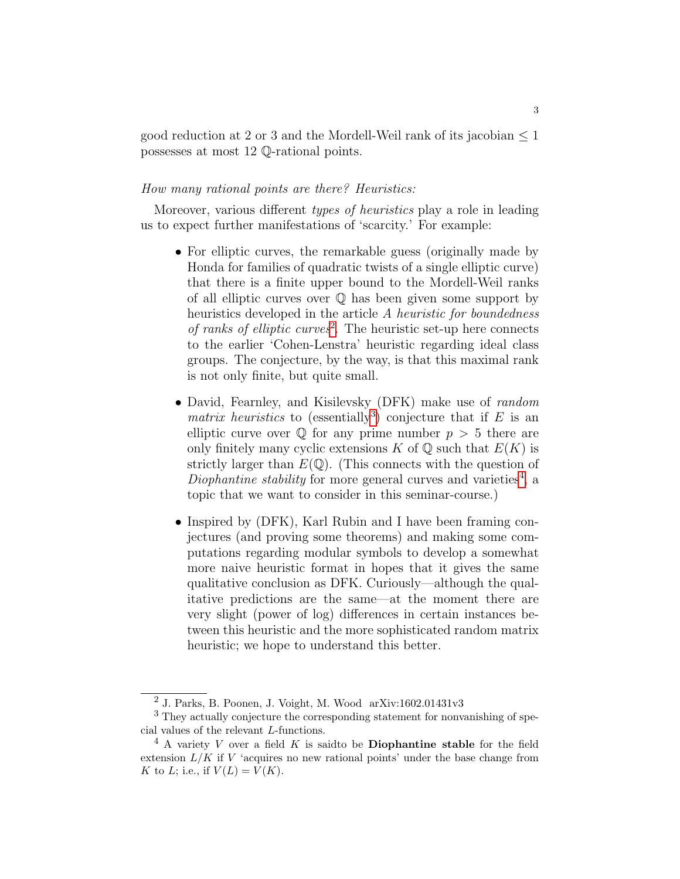good reduction at 2 or 3 and the Mordell-Weil rank of its jacobian $\leq 1$ possesses at most 12 $\mathbb{Q}$-rational points.

*How many rational points are there? Heuristics:*

Moreover, various different *types of heuristics* play a role in leading us to expect further manifestations of 'scarcity.' For example:

- For elliptic curves, the remarkable guess (originally made by Honda for families of quadratic twists of a single elliptic curve) that there is a finite upper bound to the Mordell-Weil ranks of all elliptic curves over $\mathbb{Q}$ has been given some support by heuristics developed in the article *A heuristic for boundedness of ranks of elliptic curves*[2]. The heuristic set-up here connects to the earlier 'Cohen-Lenstra' heuristic regarding ideal class groups. The conjecture, by the way, is that this maximal rank is not only finite, but quite small.

- David, Fearnley, and Kisilevsky (DFK) make use of *random matrix heuristics* to (essentially[3]) conjecture that if $E$ is an elliptic curve over $\mathbb{Q}$ for any prime number $p > 5$ there are only finitely many cyclic extensions $K$ of $\mathbb{Q}$ such that $E(K)$ is strictly larger than $E(\mathbb{Q})$. (This connects with the question of *Diophantine stability* for more general curves and varieties[4], a topic that we want to consider in this seminar-course.)

- Inspired by (DFK), Karl Rubin and I have been framing conjectures (and proving some theorems) and making some computations regarding modular symbols to develop a somewhat more naive heuristic format in hopes that it gives the same qualitative conclusion as DFK. Curiously—although the qualitative predictions are the same—at the moment there are very slight (power of log) differences in certain instances between this heuristic and the more sophisticated random matrix heuristic; we hope to understand this better.

---

[2] J. Parks, B. Poonen, J. Voight, M. Wood arXiv:1602.01431v3

[3] They actually conjecture the corresponding statement for nonvanishing of special values of the relevant $L$-functions.

[4] A variety $V$ over a field $K$ is saidto be **Diophantine stable** for the field extension $L/K$ if $V$ 'acquires no new rational points' under the base change from $K$ to $L$; i.e., if $V(L) = V(K)$.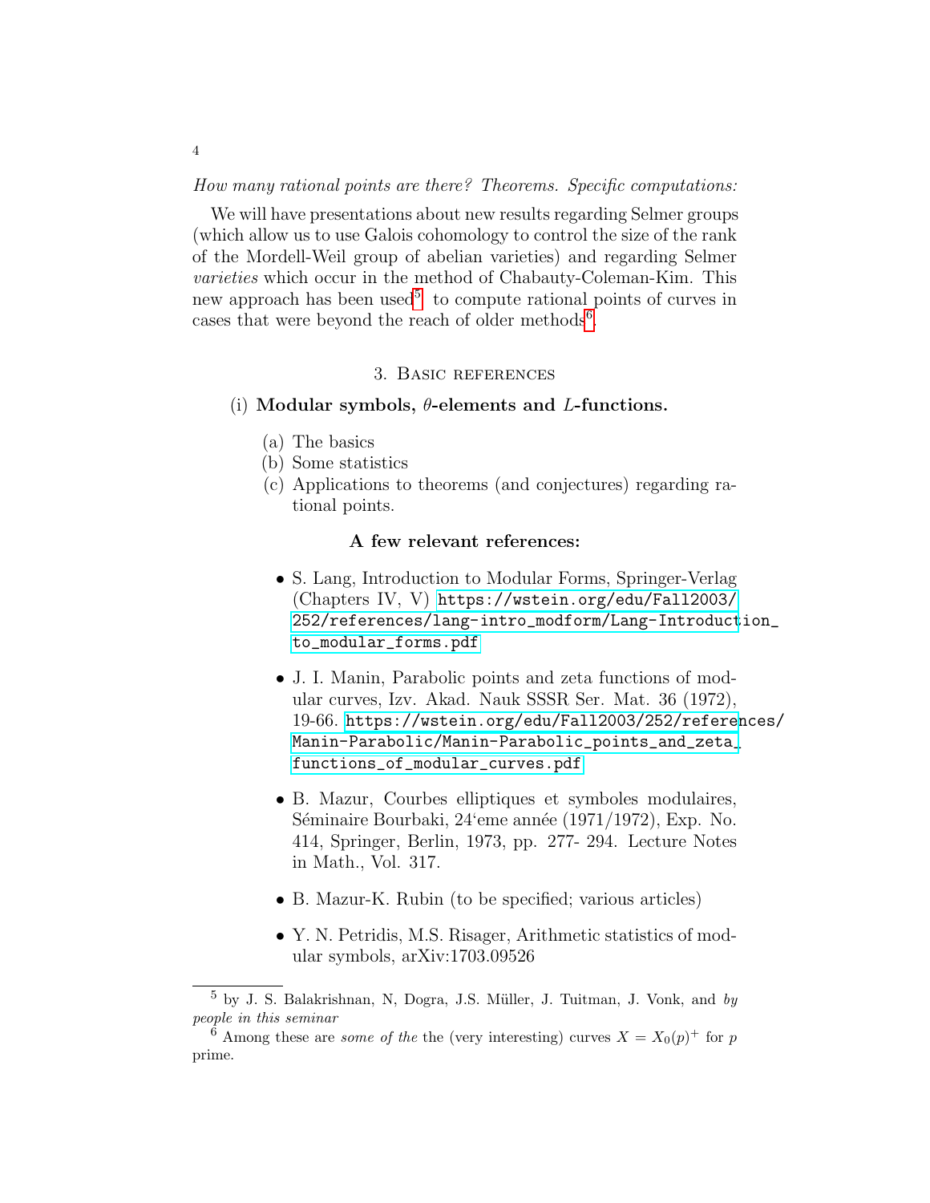*How many rational points are there? Theorems. Specific computations:*

We will have presentations about new results regarding Selmer groups (which allow us to use Galois cohomology to control the size of the rank of the Mordell-Weil group of abelian varieties) and regarding Selmer *varieties* which occur in the method of Chabauty-Coleman-Kim. This new approach has been used[5] to compute rational points of curves in cases that were beyond the reach of older methods[6].

## 3. Basic references

(i) **Modular symbols, $\theta$-elements and $L$-functions.**

(a) The basics
(b) Some statistics
(c) Applications to theorems (and conjectures) regarding rational points.

**A few relevant references:**

- S. Lang, Introduction to Modular Forms, Springer-Verlag (Chapters IV, V) https://wstein.org/edu/Fall2003/252/references/lang-intro_modform/Lang-Introduction_to_modular_forms.pdf
- J. I. Manin, Parabolic points and zeta functions of modular curves, Izv. Akad. Nauk SSSR Ser. Mat. 36 (1972), 19-66. https://wstein.org/edu/Fall2003/252/references/Manin-Parabolic/Manin-Parabolic_points_and_zeta_functions_of_modular_curves.pdf
- B. Mazur, Courbes elliptiques et symboles modulaires, Séminaire Bourbaki, 24‘eme année (1971/1972), Exp. No. 414, Springer, Berlin, 1973, pp. 277- 294. Lecture Notes in Math., Vol. 317.
- B. Mazur-K. Rubin (to be specified; various articles)
- Y. N. Petridis, M.S. Risager, Arithmetic statistics of modular symbols, arXiv:1703.09526

---

[5] by J. S. Balakrishnan, N, Dogra, J.S. Müller, J. Tuitman, J. Vonk, and *by people in this seminar*

[6] Among these are *some of the* the (very interesting) curves $X = X_0(p)^+$ for $p$ prime.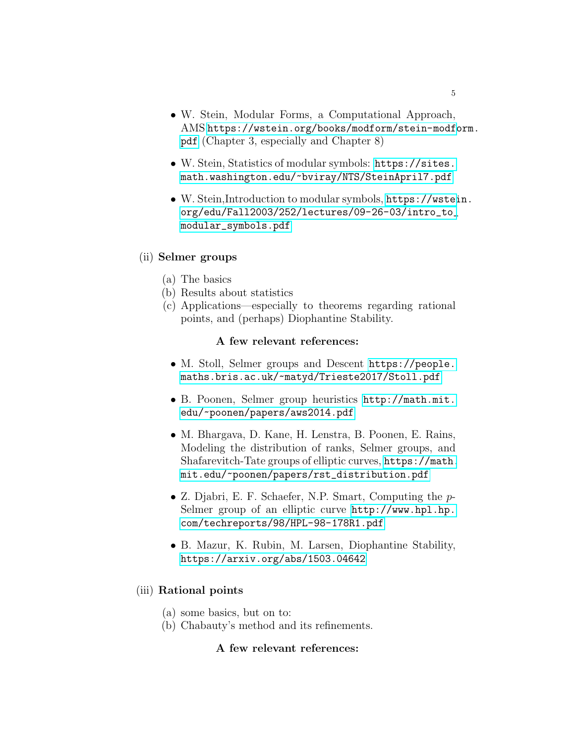- W. Stein, Modular Forms, a Computational Approach, AMS https://wstein.org/books/modform/stein-modform.pdf (Chapter 3, especially and Chapter 8)

- W. Stein, Statistics of modular symbols: https://sites.math.washington.edu/~bviray/NTS/SteinApril7.pdf

- W. Stein,Introduction to modular symbols, https://wstein.org/edu/Fall2003/252/lectures/09-26-03/intro_to_modular_symbols.pdf

(ii) **Selmer groups**

(a) The basics
(b) Results about statistics
(c) Applications—especially to theorems regarding rational points, and (perhaps) Diophantine Stability.

**A few relevant references:**

- M. Stoll, Selmer groups and Descent https://people.maths.bris.ac.uk/~matyd/Trieste2017/Stoll.pdf

- B. Poonen, Selmer group heuristics http://math.mit.edu/~poonen/papers/aws2014.pdf

- M. Bhargava, D. Kane, H. Lenstra, B. Poonen, E. Rains, Modeling the distribution of ranks, Selmer groups, and Shafarevitch-Tate groups of elliptic curves, https://math.mit.edu/~poonen/papers/rst_distribution.pdf

- Z. Djabri, E. F. Schaefer, N.P. Smart, Computing the $p$-Selmer group of an elliptic curve http://www.hpl.hp.com/techreports/98/HPL-98-178R1.pdf

- B. Mazur, K. Rubin, M. Larsen, Diophantine Stability, https://arxiv.org/abs/1503.04642

(iii) **Rational points**

(a) some basics, but on to:
(b) Chabauty's method and its refinements.

**A few relevant references:**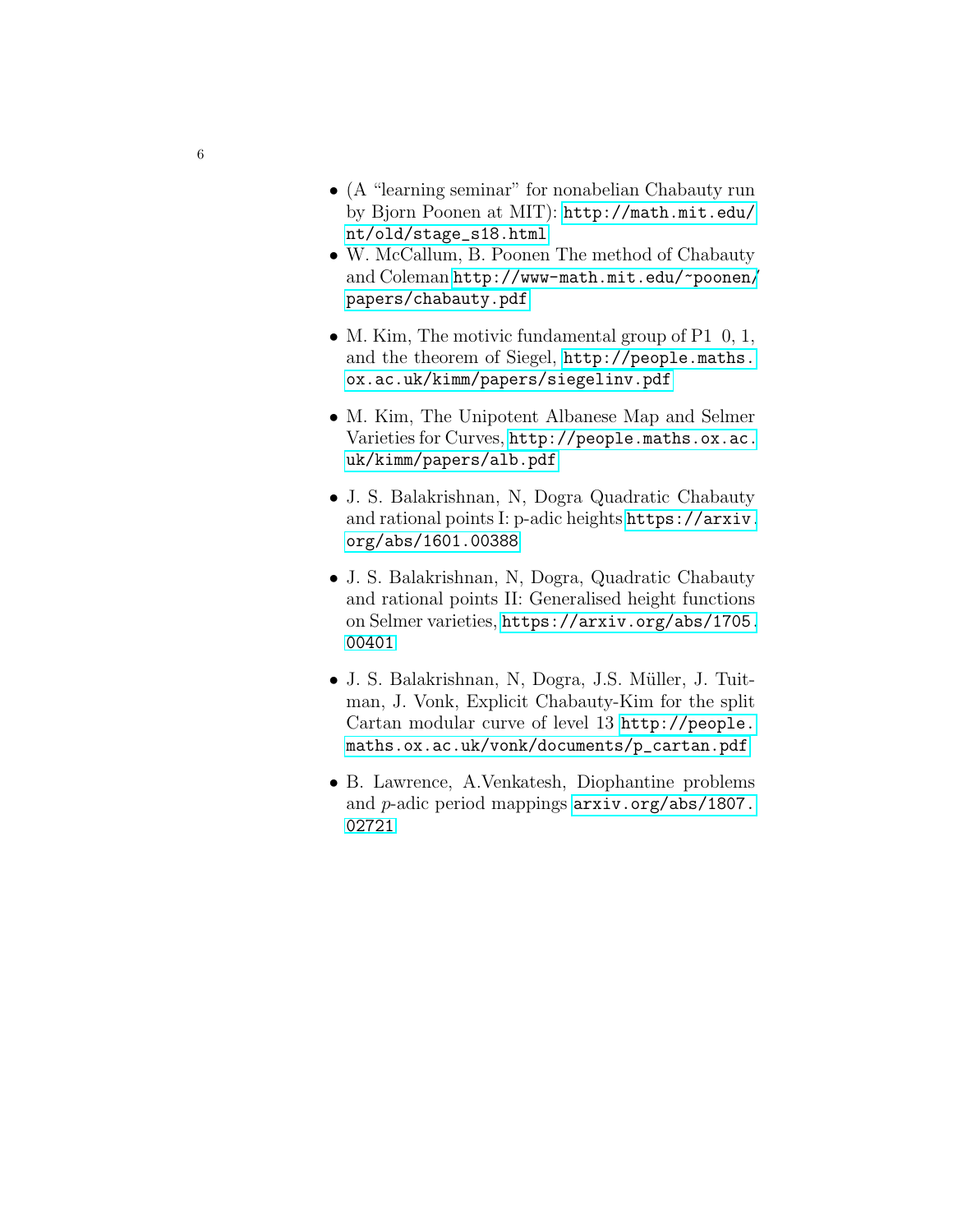- (A "learning seminar" for nonabelian Chabauty run by Bjorn Poonen at MIT): http://math.mit.edu/nt/old/stage_s18.html
- W. McCallum, B. Poonen The method of Chabauty and Coleman http://www-math.mit.edu/~poonen/papers/chabauty.pdf
- M. Kim, The motivic fundamental group of P1 0, 1, and the theorem of Siegel, http://people.maths.ox.ac.uk/kimm/papers/siegelinv.pdf
- M. Kim, The Unipotent Albanese Map and Selmer Varieties for Curves, http://people.maths.ox.ac.uk/kimm/papers/alb.pdf
- J. S. Balakrishnan, N, Dogra Quadratic Chabauty and rational points I: p-adic heights https://arxiv.org/abs/1601.00388
- J. S. Balakrishnan, N, Dogra, Quadratic Chabauty and rational points II: Generalised height functions on Selmer varieties, https://arxiv.org/abs/1705.00401
- J. S. Balakrishnan, N, Dogra, J.S. Müller, J. Tuitman, J. Vonk, Explicit Chabauty-Kim for the split Cartan modular curve of level 13 http://people.maths.ox.ac.uk/vonk/documents/p_cartan.pdf
- B. Lawrence, A.Venkatesh, Diophantine problems and $p$-adic period mappings arxiv.org/abs/1807.02721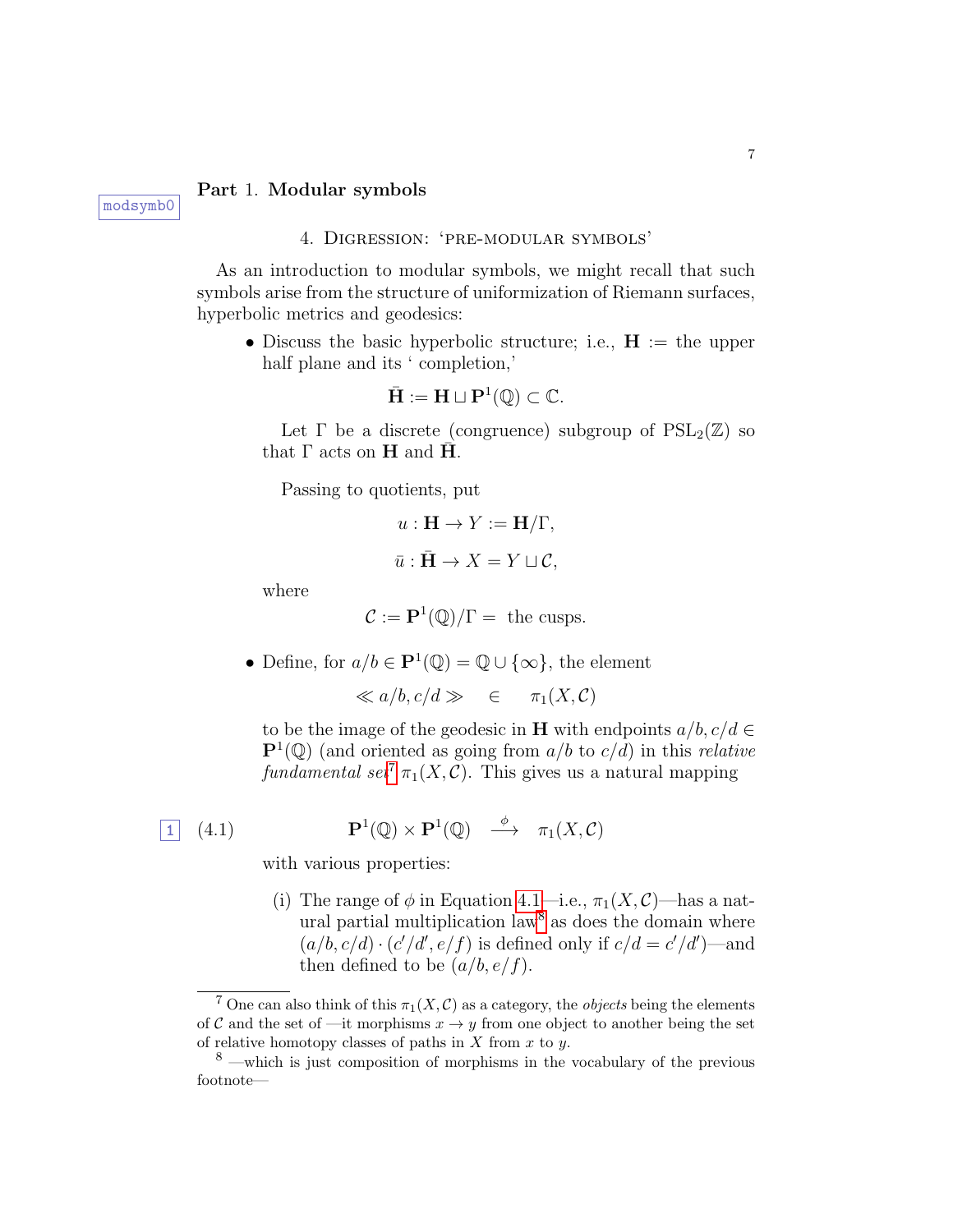# Part 1. Modular symbols

## 4. Digression: 'pre-modular symbols'

As an introduction to modular symbols, we might recall that such symbols arise from the structure of uniformization of Riemann surfaces, hyperbolic metrics and geodesics:

- Discuss the basic hyperbolic structure; i.e., $\mathbf{H}$ := the upper half plane and its ' completion,'

  $$\bar{\mathbf{H}} := \mathbf{H} \sqcup \mathbf{P}^1(\mathbb{Q}) \subset \mathbb{C}.$$

  Let $\Gamma$ be a discrete (congruence) subgroup of $\mathrm{PSL}_2(\mathbb{Z})$ so that $\Gamma$ acts on $\mathbf{H}$ and $\bar{\mathbf{H}}$.

  Passing to quotients, put

  $$u : \mathbf{H} \to Y := \mathbf{H}/\Gamma,$$

  $$\bar{u} : \bar{\mathbf{H}} \to X = Y \sqcup \mathcal{C},$$

  where

  $$\mathcal{C} := \mathbf{P}^1(\mathbb{Q})/\Gamma = \text{ the cusps.}$$

- Define, for $a/b \in \mathbf{P}^1(\mathbb{Q}) = \mathbb{Q} \cup \{\infty\}$, the element

  $$\ll a/b, c/d \gg \quad \in \quad \pi_1(X, \mathcal{C})$$

  to be the image of the geodesic in $\mathbf{H}$ with endpoints $a/b, c/d \in \mathbf{P}^1(\mathbb{Q})$ (and oriented as going from $a/b$ to $c/d$) in this *relative fundamental set*[7] $\pi_1(X, \mathcal{C})$. This gives us a natural mapping

  $$\mathbf{P}^1(\mathbb{Q}) \times \mathbf{P}^1(\mathbb{Q}) \quad \xrightarrow{\phi} \quad \pi_1(X, \mathcal{C}) \tag{4.1}$$

  with various properties:

  (i) The range of $\phi$ in Equation 4.1—i.e., $\pi_1(X, \mathcal{C})$—has a natural partial multiplication law[8] as does the domain where $(a/b, c/d) \cdot (c'/d', e/f)$ is defined only if $c/d = c'/d'$)—and then defined to be $(a/b, e/f)$.

---

[7] One can also think of this $\pi_1(X, \mathcal{C})$ as a category, the *objects* being the elements of $\mathcal{C}$ and the set of —it morphisms $x \to y$ from one object to another being the set of relative homotopy classes of paths in $X$ from $x$ to $y$.

[8] —which is just composition of morphisms in the vocabulary of the previous footnote—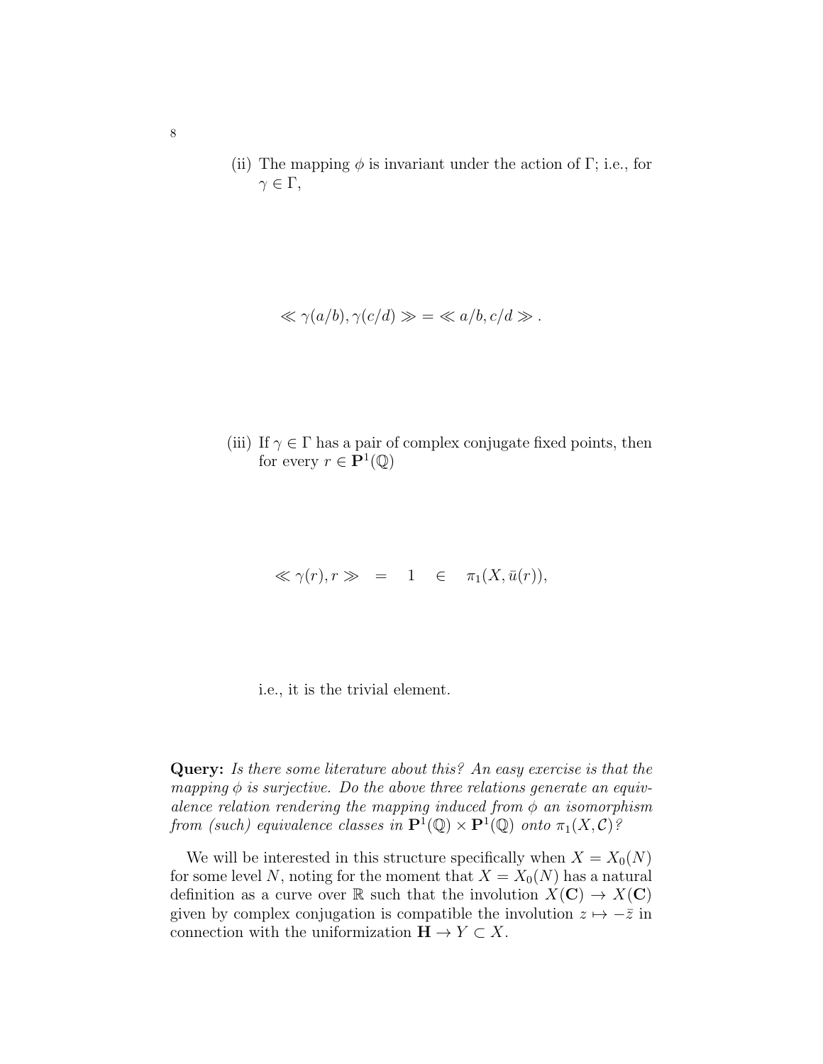(ii) The mapping $\phi$ is invariant under the action of $\Gamma$; i.e., for $\gamma \in \Gamma$,

$$\ll \gamma(a/b), \gamma(c/d) \gg \; = \; \ll a/b, c/d \gg .$$

(iii) If $\gamma \in \Gamma$ has a pair of complex conjugate fixed points, then for every $r \in \mathbf{P}^1(\mathbb{Q})$

$$\ll \gamma(r), r \gg \quad = \quad 1 \quad \in \quad \pi_1(X, \bar{u}(r)),$$

i.e., it is the trivial element.

**Query:** *Is there some literature about this? An easy exercise is that the mapping $\phi$ is surjective. Do the above three relations generate an equivalence relation rendering the mapping induced from $\phi$ an isomorphism from (such) equivalence classes in $\mathbf{P}^1(\mathbb{Q}) \times \mathbf{P}^1(\mathbb{Q})$ onto $\pi_1(X, \mathcal{C})$?*

We will be interested in this structure specifically when $X = X_0(N)$ for some level $N$, noting for the moment that $X = X_0(N)$ has a natural definition as a curve over $\mathbb{R}$ such that the involution $X(\mathbf{C}) \to X(\mathbf{C})$ given by complex conjugation is compatible the involution $z \mapsto -\bar{z}$ in connection with the uniformization $\mathbf{H} \to Y \subset X$.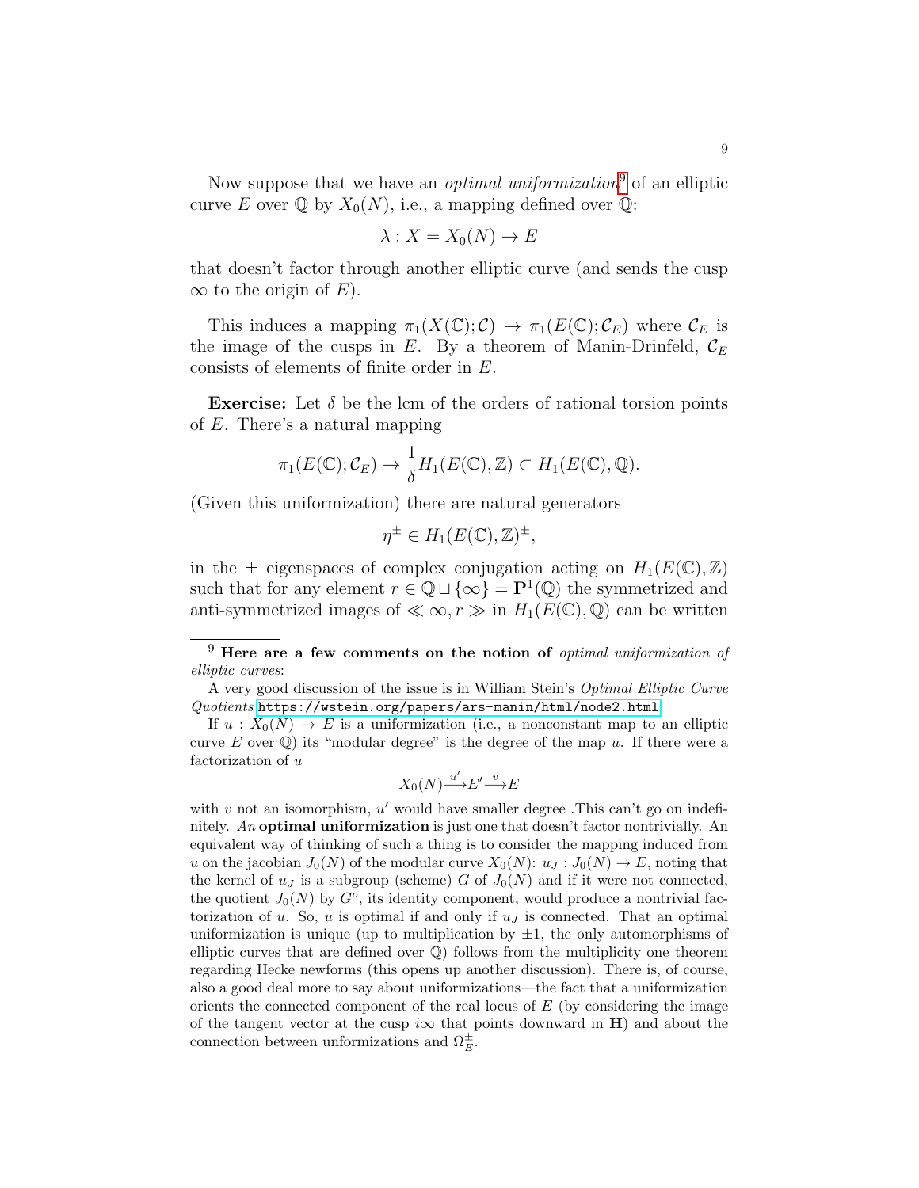Now suppose that we have an *optimal uniformization*[9] of an elliptic curve $E$ over $\mathbb{Q}$ by $X_0(N)$, i.e., a mapping defined over $\mathbb{Q}$:

$$\lambda : X = X_0(N) \to E$$

that doesn't factor through another elliptic curve (and sends the cusp $\infty$ to the origin of $E$).

This induces a mapping $\pi_1(X(\mathbb{C}); \mathcal{C}) \to \pi_1(E(\mathbb{C}); \mathcal{C}_E)$ where $\mathcal{C}_E$ is the image of the cusps in $E$. By a theorem of Manin-Drinfeld, $\mathcal{C}_E$ consists of elements of finite order in $E$.

**Exercise:** Let $\delta$ be the lcm of the orders of rational torsion points of $E$. There's a natural mapping

$$\pi_1(E(\mathbb{C}); \mathcal{C}_E) \to \frac{1}{\delta} H_1(E(\mathbb{C}), \mathbb{Z}) \subset H_1(E(\mathbb{C}), \mathbb{Q}).$$

(Given this uniformization) there are natural generators

$$\eta^{\pm} \in H_1(E(\mathbb{C}), \mathbb{Z})^{\pm},$$

in the $\pm$ eigenspaces of complex conjugation acting on $H_1(E(\mathbb{C}), \mathbb{Z})$ such that for any element $r \in \mathbb{Q} \sqcup \{\infty\} = \mathbf{P}^1(\mathbb{Q})$ the symmetrized and anti-symmetrized images of $\ll \infty, r \gg$ in $H_1(E(\mathbb{C}), \mathbb{Q})$ can be written

---

[9] **Here are a few comments on the notion of** *optimal uniformization of elliptic curves*:

A very good discussion of the issue is in William Stein's *Optimal Elliptic Curve Quotients* https://wstein.org/papers/ars-manin/html/node2.html

If $u : X_0(N) \to E$ is a uniformization (i.e., a nonconstant map to an elliptic curve $E$ over $\mathbb{Q}$) its "modular degree" is the degree of the map $u$. If there were a factorization of $u$

$$X_0(N) \xrightarrow{u'} E' \xrightarrow{v} E$$

with $v$ not an isomorphism, $u'$ would have smaller degree .This can't go on indefinitely. *An* **optimal uniformization** is just one that doesn't factor nontrivially. An equivalent way of thinking of such a thing is to consider the mapping induced from $u$ on the jacobian $J_0(N)$ of the modular curve $X_0(N)$: $u_J : J_0(N) \to E$, noting that the kernel of $u_J$ is a subgroup (scheme) $G$ of $J_0(N)$ and if it were not connected, the quotient $J_0(N)$ by $G^o$, its identity component, would produce a nontrivial factorization of $u$. So, $u$ is optimal if and only if $u_J$ is connected. That an optimal uniformization is unique (up to multiplication by $\pm 1$, the only automorphisms of elliptic curves that are defined over $\mathbb{Q}$) follows from the multiplicity one theorem regarding Hecke newforms (this opens up another discussion). There is, of course, also a good deal more to say about uniformizations—the fact that a uniformization orients the connected component of the real locus of $E$ (by considering the image of the tangent vector at the cusp $i\infty$ that points downward in $\mathbf{H}$) and about the connection between unformizations and $\Omega_E^{\pm}$.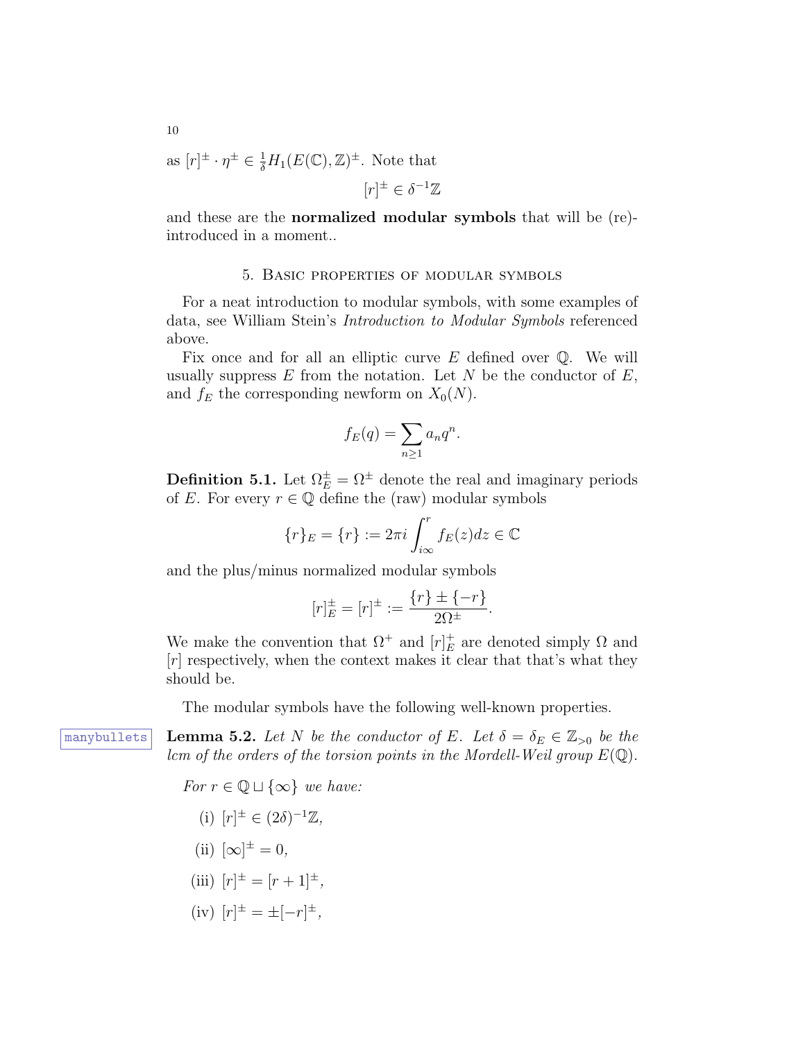as $[r]^{\pm} \cdot \eta^{\pm} \in \frac{1}{\delta} H_1(E(\mathbb{C}), \mathbb{Z})^{\pm}$. Note that

$$[r]^{\pm} \in \delta^{-1}\mathbb{Z}$$

and these are the **normalized modular symbols** that will be (re)-introduced in a moment..

## 5. Basic properties of modular symbols

For a neat introduction to modular symbols, with some examples of data, see William Stein's *Introduction to Modular Symbols* referenced above.

Fix once and for all an elliptic curve $E$ defined over $\mathbb{Q}$. We will usually suppress $E$ from the notation. Let $N$ be the conductor of $E$, and $f_E$ the corresponding newform on $X_0(N)$.

$$f_E(q) = \sum_{n \geq 1} a_n q^n.$$

**Definition 5.1.** Let $\Omega_E^{\pm} = \Omega^{\pm}$ denote the real and imaginary periods of $E$. For every $r \in \mathbb{Q}$ define the (raw) modular symbols

$$\{r\}_E = \{r\} := 2\pi i \int_{i\infty}^{r} f_E(z) dz \in \mathbb{C}$$

and the plus/minus normalized modular symbols

$$[r]_E^{\pm} = [r]^{\pm} := \frac{\{r\} \pm \{-r\}}{2\Omega^{\pm}}.$$

We make the convention that $\Omega^{+}$ and $[r]_E^{+}$ are denoted simply $\Omega$ and $[r]$ respectively, when the context makes it clear that that's what they should be.

The modular symbols have the following well-known properties.

**Lemma 5.2.** *Let $N$ be the conductor of $E$. Let $\delta = \delta_E \in \mathbb{Z}_{>0}$ be the lcm of the orders of the torsion points in the Mordell-Weil group $E(\mathbb{Q})$.*

*For $r \in \mathbb{Q} \sqcup \{\infty\}$ we have:*

(i) $[r]^{\pm} \in (2\delta)^{-1}\mathbb{Z}$,

(ii) $[\infty]^{\pm} = 0$,

(iii) $[r]^{\pm} = [r+1]^{\pm}$,

(iv) $[r]^{\pm} = \pm[-r]^{\pm}$,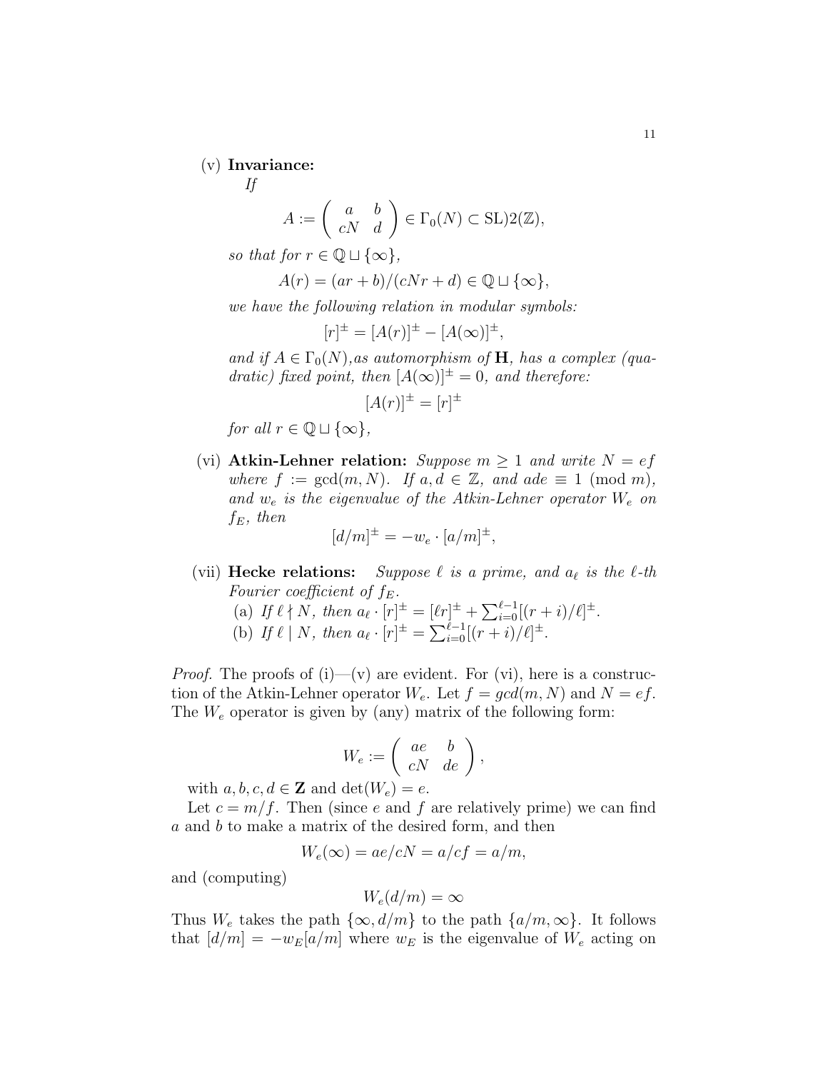(v) **Invariance:**
*If*

$$A := \left( \begin{array}{cc} a & b \\ cN & d \end{array} \right) \in \Gamma_0(N) \subset \mathrm{SL})2(\mathbb{Z}),$$

*so that for* $r \in \mathbb{Q} \sqcup \{\infty\}$,

$$A(r) = (ar + b)/(cNr + d) \in \mathbb{Q} \sqcup \{\infty\},$$

*we have the following relation in modular symbols:*

$$[r]^\pm = [A(r)]^\pm - [A(\infty)]^\pm,$$

*and if* $A \in \Gamma_0(N)$*,as automorphism of* $\mathbf{H}$*, has a complex (quadratic) fixed point, then* $[A(\infty)]^\pm = 0$*, and therefore:*

$$[A(r)]^\pm = [r]^\pm$$

*for all* $r \in \mathbb{Q} \sqcup \{\infty\}$,

(vi) **Atkin-Lehner relation:** *Suppose* $m \geq 1$ *and write* $N = ef$ *where* $f := \gcd(m, N)$*. If* $a, d \in \mathbb{Z}$*, and* $ade \equiv 1 \pmod m$*, and* $w_e$ *is the eigenvalue of the Atkin-Lehner operator* $W_e$ *on* $f_E$*, then*

$$[d/m]^\pm = -w_e \cdot [a/m]^\pm,$$

(vii) **Hecke relations:** *Suppose* $\ell$ *is a prime, and* $a_\ell$ *is the* $\ell$*-th Fourier coefficient of* $f_E$*.*
(a) *If* $\ell \nmid N$*, then* $a_\ell \cdot [r]^\pm = [\ell r]^\pm + \sum_{i=0}^{\ell-1} [(r+i)/\ell]^\pm$.
(b) *If* $\ell \mid N$*, then* $a_\ell \cdot [r]^\pm = \sum_{i=0}^{\ell-1} [(r+i)/\ell]^\pm$.

*Proof.* The proofs of (i)—(v) are evident. For (vi), here is a construction of the Atkin-Lehner operator $W_e$. Let $f = gcd(m, N)$ and $N = ef$. The $W_e$ operator is given by (any) matrix of the following form:

$$W_e := \left( \begin{array}{cc} ae & b \\ cN & de \end{array} \right),$$

with $a, b, c, d \in \mathbf{Z}$ and $\det(W_e) = e$.

Let $c = m/f$. Then (since $e$ and $f$ are relatively prime) we can find $a$ and $b$ to make a matrix of the desired form, and then

$$W_e(\infty) = ae/cN = a/cf = a/m,$$

and (computing)

$$W_e(d/m) = \infty$$

Thus $W_e$ takes the path $\{\infty, d/m\}$ to the path $\{a/m, \infty\}$. It follows that $[d/m] = -w_E[a/m]$ where $w_E$ is the eigenvalue of $W_e$ acting on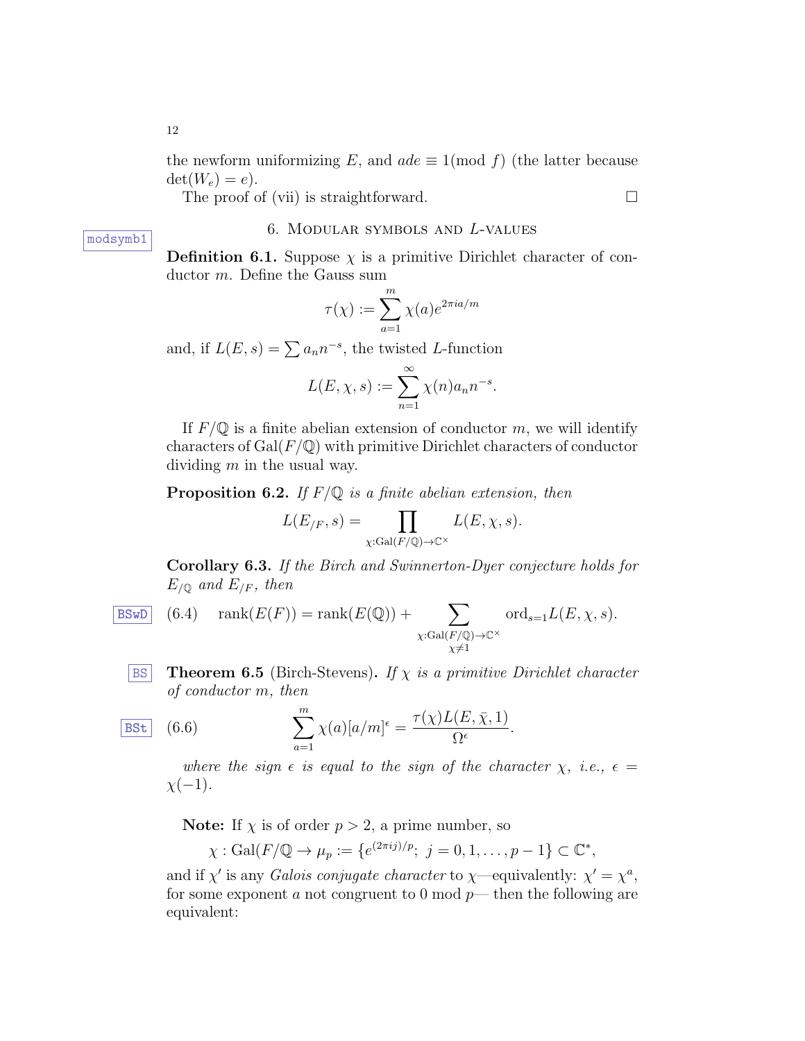the newform uniformizing $E$, and $ade \equiv 1 (\text{mod } f)$ (the latter because $\det(W_e) = e$).

The proof of (vii) is straightforward. □

## 6. Modular symbols and $L$-values

**Definition 6.1.** Suppose $\chi$ is a primitive Dirichlet character of conductor $m$. Define the Gauss sum

$$\tau(\chi) := \sum_{a=1}^{m} \chi(a) e^{2\pi i a/m}$$

and, if $L(E, s) = \sum a_n n^{-s}$, the twisted $L$-function

$$L(E, \chi, s) := \sum_{n=1}^{\infty} \chi(n) a_n n^{-s}.$$

If $F/\mathbb{Q}$ is a finite abelian extension of conductor $m$, we will identify characters of $\mathrm{Gal}(F/\mathbb{Q})$ with primitive Dirichlet characters of conductor dividing $m$ in the usual way.

**Proposition 6.2.** *If $F/\mathbb{Q}$ is a finite abelian extension, then*

$$L(E_{/F}, s) = \prod_{\chi:\mathrm{Gal}(F/\mathbb{Q})\to\mathbb{C}^\times} L(E, \chi, s).$$

**Corollary 6.3.** *If the Birch and Swinnerton-Dyer conjecture holds for $E_{/\mathbb{Q}}$ and $E_{/F}$, then*

$$\mathrm{rank}(E(F)) = \mathrm{rank}(E(\mathbb{Q})) + \sum_{\substack{\chi:\mathrm{Gal}(F/\mathbb{Q})\to\mathbb{C}^\times \\ \chi\neq 1}} \mathrm{ord}_{s=1} L(E, \chi, s). \tag{6.4}$$

**Theorem 6.5** (Birch-Stevens)**.** *If $\chi$ is a primitive Dirichlet character of conductor $m$, then*

$$\sum_{a=1}^{m} \chi(a)[a/m]^{\epsilon} = \frac{\tau(\chi) L(E, \bar{\chi}, 1)}{\Omega^{\epsilon}}. \tag{6.6}$$

*where the sign $\epsilon$ is equal to the sign of the character $\chi$, i.e., $\epsilon = \chi(-1)$.*

**Note:** If $\chi$ is of order $p > 2$, a prime number, so

$$\chi : \mathrm{Gal}(F/\mathbb{Q} \to \mu_p := \{e^{(2\pi i j)/p};\ j = 0, 1, \ldots, p-1\} \subset \mathbb{C}^*,$$

and if $\chi'$ is any *Galois conjugate character* to $\chi$—equivalently: $\chi' = \chi^a$, for some exponent $a$ not congruent to 0 mod $p$— then the following are equivalent: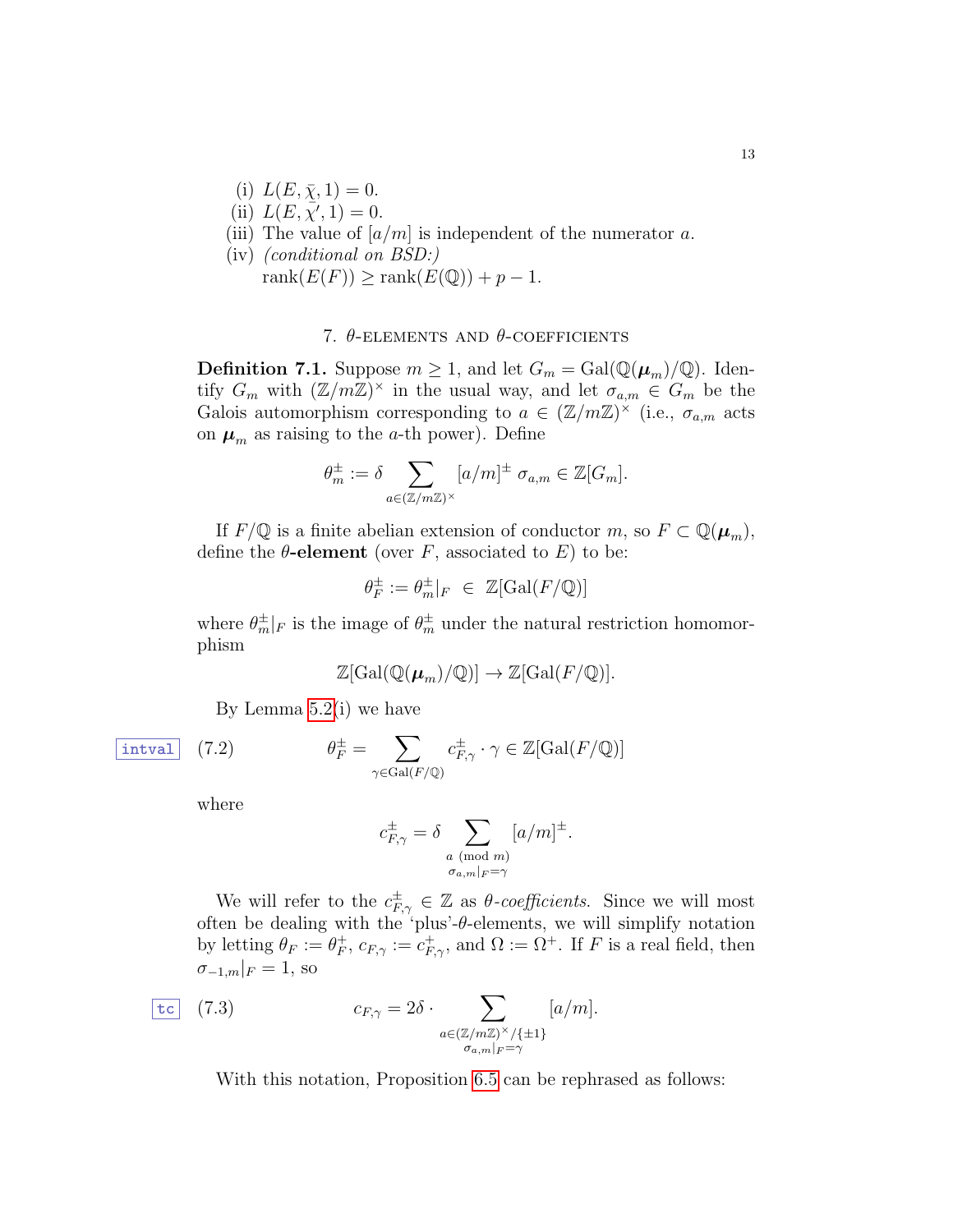(i) $L(E, \bar{\chi}, 1) = 0$.
(ii) $L(E, \chi', 1) = 0$.
(iii) The value of $[a/m]$ is independent of the numerator $a$.
(iv) *(conditional on BSD:)*
$\mathrm{rank}(E(F)) \geq \mathrm{rank}(E(\mathbb{Q})) + p - 1$.

## 7. $\theta$-elements and $\theta$-coefficients

**Definition 7.1.** Suppose $m \geq 1$, and let $G_m = \mathrm{Gal}(\mathbb{Q}(\boldsymbol{\mu}_m)/\mathbb{Q})$. Identify $G_m$ with $(\mathbb{Z}/m\mathbb{Z})^\times$ in the usual way, and let $\sigma_{a,m} \in G_m$ be the Galois automorphism corresponding to $a \in (\mathbb{Z}/m\mathbb{Z})^\times$ (i.e., $\sigma_{a,m}$ acts on $\boldsymbol{\mu}_m$ as raising to the $a$-th power). Define

$$\theta_m^\pm := \delta \sum_{a \in (\mathbb{Z}/m\mathbb{Z})^\times} [a/m]^\pm \, \sigma_{a,m} \in \mathbb{Z}[G_m].$$

If $F/\mathbb{Q}$ is a finite abelian extension of conductor $m$, so $F \subset \mathbb{Q}(\boldsymbol{\mu}_m)$, define the **$\theta$-element** (over $F$, associated to $E$) to be:

$$\theta_F^\pm := \theta_m^\pm|_F \ \in \ \mathbb{Z}[\mathrm{Gal}(F/\mathbb{Q})]$$

where $\theta_m^\pm|_F$ is the image of $\theta_m^\pm$ under the natural restriction homomorphism

$$\mathbb{Z}[\mathrm{Gal}(\mathbb{Q}(\boldsymbol{\mu}_m)/\mathbb{Q})] \to \mathbb{Z}[\mathrm{Gal}(F/\mathbb{Q})].$$

By Lemma 5.2(i) we have

$$\theta_F^\pm = \sum_{\gamma \in \mathrm{Gal}(F/\mathbb{Q})} c_{F,\gamma}^\pm \cdot \gamma \in \mathbb{Z}[\mathrm{Gal}(F/\mathbb{Q})] \tag{7.2}$$

where

$$c_{F,\gamma}^\pm = \delta \sum_{\substack{a \ (\mathrm{mod}\ m) \\ \sigma_{a,m}|_F = \gamma}} [a/m]^\pm.$$

We will refer to the $c_{F,\gamma}^\pm \in \mathbb{Z}$ as *$\theta$-coefficients*. Since we will most often be dealing with the 'plus'-$\theta$-elements, we will simplify notation by letting $\theta_F := \theta_F^+$, $c_{F,\gamma} := c_{F,\gamma}^+$, and $\Omega := \Omega^+$. If $F$ is a real field, then $\sigma_{-1,m}|_F = 1$, so

$$c_{F,\gamma} = 2\delta \cdot \sum_{\substack{a \in (\mathbb{Z}/m\mathbb{Z})^\times/\{\pm 1\} \\ \sigma_{a,m}|_F = \gamma}} [a/m]. \tag{7.3}$$

With this notation, Proposition 6.5 can be rephrased as follows: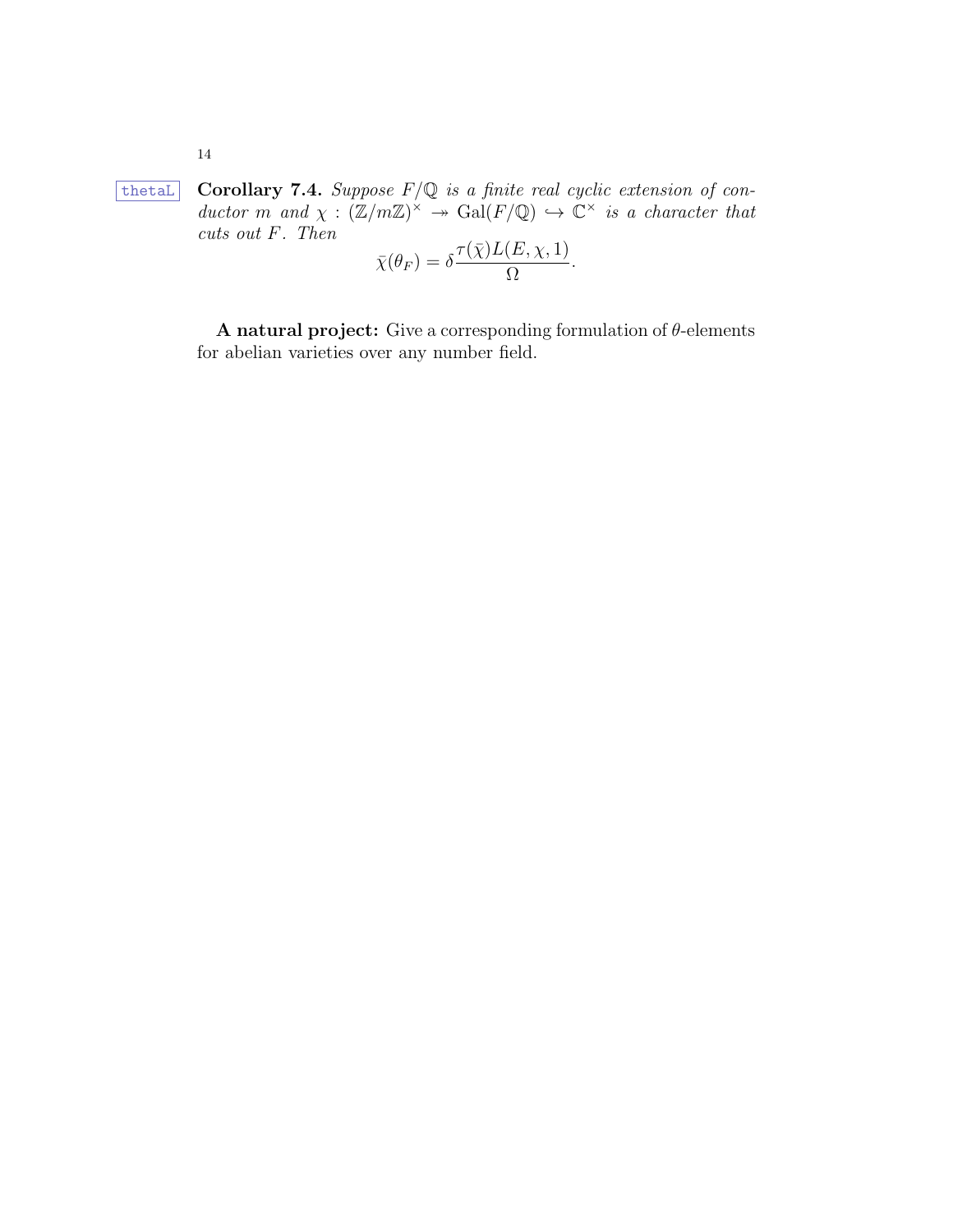**Corollary 7.4.** *Suppose $F/\mathbb{Q}$ is a finite real cyclic extension of conductor $m$ and $\chi : (\mathbb{Z}/m\mathbb{Z})^\times \twoheadrightarrow \mathrm{Gal}(F/\mathbb{Q}) \hookrightarrow \mathbb{C}^\times$ is a character that cuts out $F$. Then*

$$\bar{\chi}(\theta_F) = \delta \frac{\tau(\bar{\chi}) L(E, \chi, 1)}{\Omega}.$$

**A natural project:** Give a corresponding formulation of $\theta$-elements for abelian varieties over any number field.